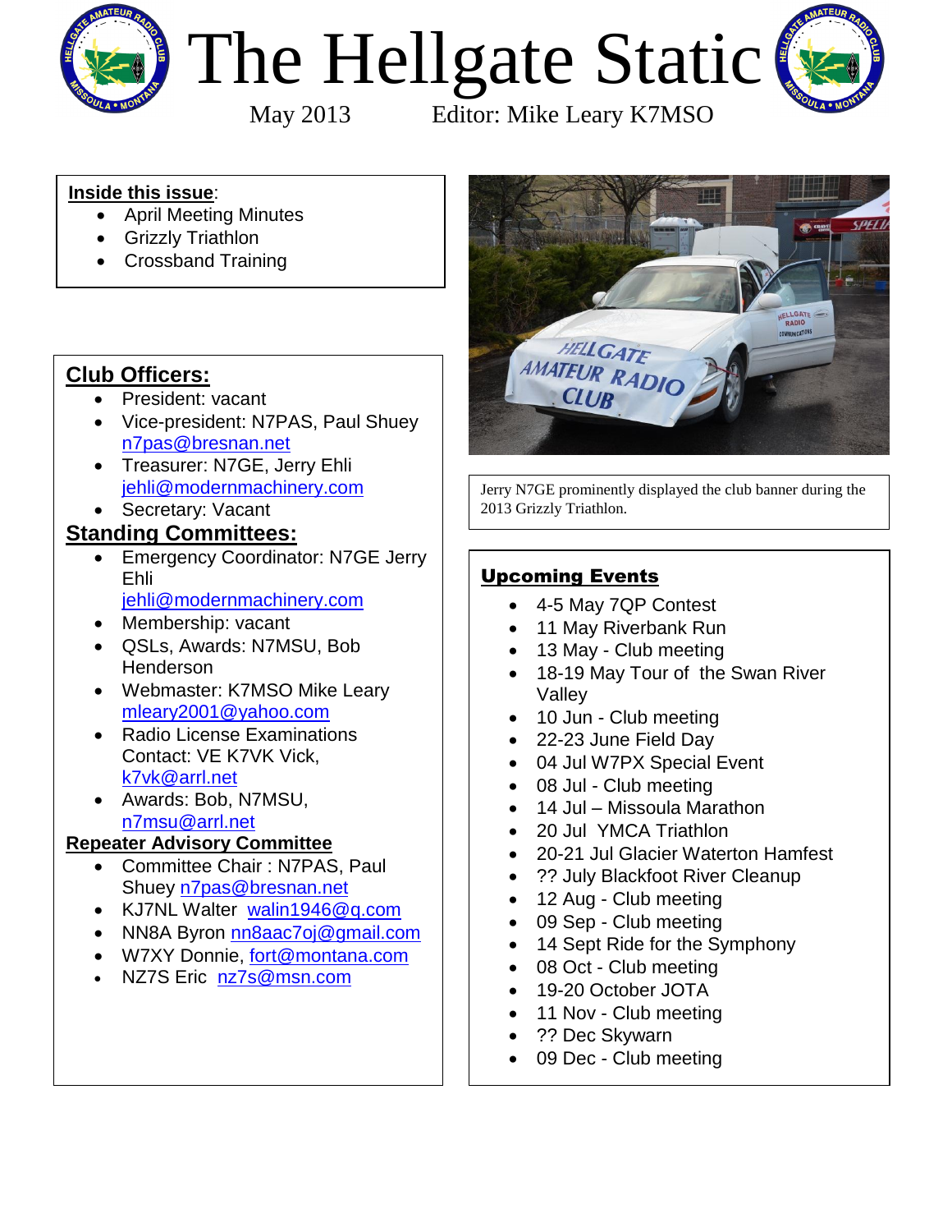# The Hellgate Static

May 2013 Editor: Mike Leary K7MSO

**Inside this issue**:

- April Meeting Minutes
- Grizzly Triathlon
- Crossband Training

## Club Officers:

- President: vacant
- Vice-president: N7PAS, Paul Shuey n7pas@bresnan.net
- Treasurer: N7GE, Jerry Ehli jehli@modernmachinery.com
- Secretary: Vacant

## Standing Committees:

- Emergency Coordinator: N7GE Jerry Ehli jehli@modernmachinery.com
- Membership: vacant
- QSLs, Awards: N7MSU, Bob Henderson
- Webmaster: K7MSO Mike Leary mleary2001@yahoo.com
- Radio License Examinations Contact: VE K7VK Vick, k7vk@arrl.net
- Awards: Bob, N7MSU, n7msu@arrl.net

### Repeater Advisory Committee

- Committee Chair : N7PAS, Paul Shuey n7pas@bresnan.net
- KJ7NL Walter walin1946@q.com
- NN8A Byron nn8aac7oj@gmail.com
- W7XY Donnie, fort@montana.com
- NZ7S Eric nz7s@msn.com

Jerry N7GE prominently displayed the club banner during the 2013 Grizzly Triathlon.

## Upcoming Events

- 4-5 May 7QP Contest
- 11 May Riverbank Run
- 13 May - Club meeting
- 18-19 May Tour of the Swan River Valley
- 10 Jun - Club meeting
- 22-23 June Field Day
- 04 Jul W7PX Special Event
- 08 Jul - Club meeting
- 14 Jul – Missoula Marathon
- 20 Jul YMCA Triathlon
- 20-21 Jul Glacier Waterton Hamfest
- ?? July Blackfoot River Cleanup
- 12 Aug - Club meeting
- 09 Sep - Club meeting
- 14 Sept Ride for the Symphony
- 08 Oct - Club meeting
- 19-20 October JOTA
- 11 Nov - Club meeting
- ?? Dec Skywarn
- 09 Dec - Club meeting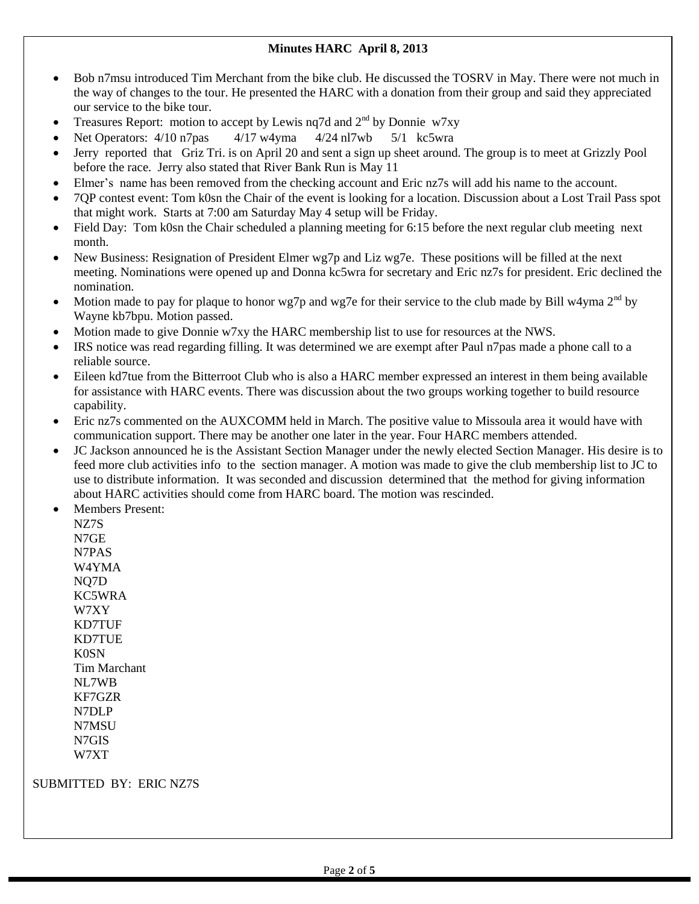**Minutes HARC April 8, 2013**

- Bob n7msu introduced Tim Merchant from the bike club. He discussed the TOSRV in May. There were not much in the way of changes to the tour. He presented the HARC with a donation from their group and said they appreciated our service to the bike tour.
- Treasures Report: motion to accept by Lewis nq7d and 2nd by Donnie w7xy
- Net Operators: 4/10 n7pas 4/17 w4yma 4/24 nl7wb 5/1 kc5wra
- Jerry reported that Griz Tri. is on April 20 and sent a sign up sheet around. The group is to meet at Grizzly Pool before the race. Jerry also stated that River Bank Run is May 11
- Elmer's name has been removed from the checking account and Eric nz7s will add his name to the account.
- 7QP contest event: Tom k0sn the Chair of the event is looking for a location. Discussion about a Lost Trail Pass spot that might work. Starts at 7:00 am Saturday May 4 setup will be Friday.
- Field Day: Tom k0sn the Chair scheduled a planning meeting for 6:15 before the next regular club meeting next month.
- New Business: Resignation of President Elmer wg7p and Liz wg7e. These positions will be filled at the next meeting. Nominations were opened up and Donna kc5wra for secretary and Eric nz7s for president. Eric declined the nomination.
- Motion made to pay for plaque to honor wg7p and wg7e for their service to the club made by Bill w4yma 2nd by Wayne kb7bpu. Motion passed.
- Motion made to give Donnie w7xy the HARC membership list to use for resources at the NWS.
- IRS notice was read regarding filling. It was determined we are exempt after Paul n7pas made a phone call to a reliable source.
- Eileen kd7tue from the Bitterroot Club who is also a HARC member expressed an interest in them being available for assistance with HARC events. There was discussion about the two groups working together to build resource capability.
- Eric nz7s commented on the AUXCOMM held in March. The positive value to Missoula area it would have with communication support. There may be another one later in the year. Four HARC members attended.
- JC Jackson announced he is the Assistant Section Manager under the newly elected Section Manager. His desire is to feed more club activities info to the section manager. A motion was made to give the club membership list to JC to use to distribute information. It was seconded and discussion determined that the method for giving information about HARC activities should come from HARC board. The motion was rescinded.
- Members Present:
  NZ7S
  N7GE
  N7PAS
  W4YMA
  NQ7D
  KC5WRA
  W7XY
  KD7TUF
  KD7TUE
  K0SN
  Tim Marchant
  NL7WB
  KF7GZR
  N7DLP
  N7MSU
  N7GIS
  W7XT

SUBMITTED BY: ERIC NZ7S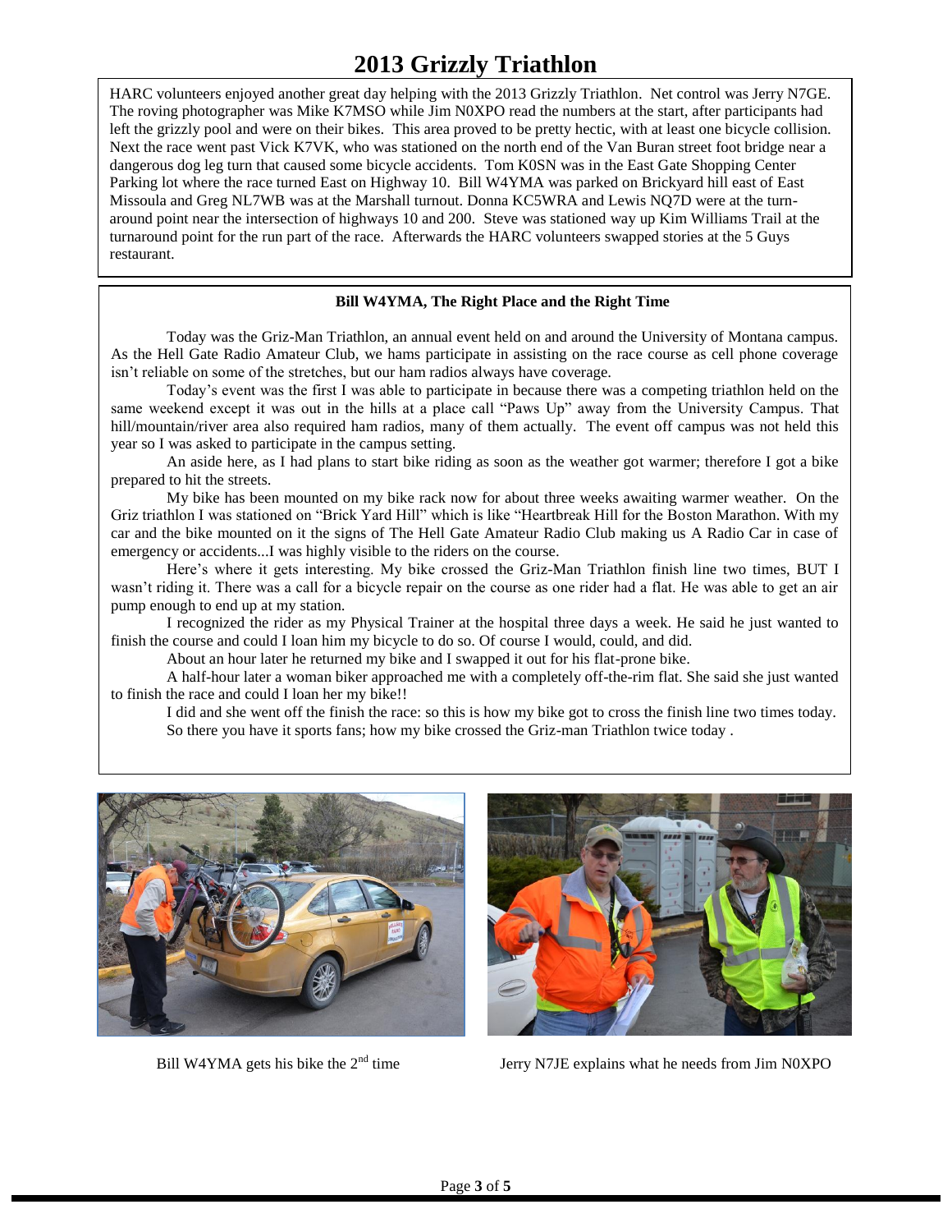# 2013 Grizzly Triathlon

HARC volunteers enjoyed another great day helping with the 2013 Grizzly Triathlon. Net control was Jerry N7GE. The roving photographer was Mike K7MSO while Jim N0XPO read the numbers at the start, after participants had left the grizzly pool and were on their bikes. This area proved to be pretty hectic, with at least one bicycle collision. Next the race went past Vick K7VK, who was stationed on the north end of the Van Buran street foot bridge near a dangerous dog leg turn that caused some bicycle accidents. Tom K0SN was in the East Gate Shopping Center Parking lot where the race turned East on Highway 10. Bill W4YMA was parked on Brickyard hill east of East Missoula and Greg NL7WB was at the Marshall turnout. Donna KC5WRA and Lewis NQ7D were at the turn-around point near the intersection of highways 10 and 200. Steve was stationed way up Kim Williams Trail at the turnaround point for the run part of the race. Afterwards the HARC volunteers swapped stories at the 5 Guys restaurant.

**Bill W4YMA, The Right Place and the Right Time**

Today was the Griz-Man Triathlon, an annual event held on and around the University of Montana campus. As the Hell Gate Radio Amateur Club, we hams participate in assisting on the race course as cell phone coverage isn't reliable on some of the stretches, but our ham radios always have coverage.

Today's event was the first I was able to participate in because there was a competing triathlon held on the same weekend except it was out in the hills at a place call "Paws Up" away from the University Campus. That hill/mountain/river area also required ham radios, many of them actually. The event off campus was not held this year so I was asked to participate in the campus setting.

An aside here, as I had plans to start bike riding as soon as the weather got warmer; therefore I got a bike prepared to hit the streets.

My bike has been mounted on my bike rack now for about three weeks awaiting warmer weather. On the Griz triathlon I was stationed on "Brick Yard Hill" which is like "Heartbreak Hill for the Boston Marathon. With my car and the bike mounted on it the signs of The Hell Gate Amateur Radio Club making us A Radio Car in case of emergency or accidents...I was highly visible to the riders on the course.

Here's where it gets interesting. My bike crossed the Griz-Man Triathlon finish line two times, BUT I wasn't riding it. There was a call for a bicycle repair on the course as one rider had a flat. He was able to get an air pump enough to end up at my station.

I recognized the rider as my Physical Trainer at the hospital three days a week. He said he just wanted to finish the course and could I loan him my bicycle to do so. Of course I would, could, and did.

About an hour later he returned my bike and I swapped it out for his flat-prone bike.

A half-hour later a woman biker approached me with a completely off-the-rim flat. She said she just wanted to finish the race and could I loan her my bike!!

I did and she went off the finish the race: so this is how my bike got to cross the finish line two times today.

So there you have it sports fans; how my bike crossed the Griz-man Triathlon twice today .

Bill W4YMA gets his bike the 2nd time

Jerry N7JE explains what he needs from Jim N0XPO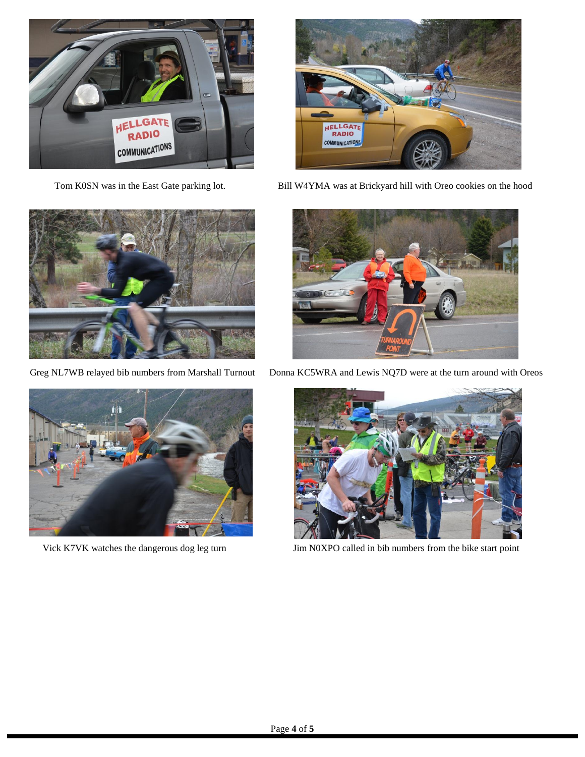Tom K0SN was in the East Gate parking lot.

Bill W4YMA was at Brickyard hill with Oreo cookies on the hood

Greg NL7WB relayed bib numbers from Marshall Turnout

Donna KC5WRA and Lewis NQ7D were at the turn around with Oreos

Vick K7VK watches the dangerous dog leg turn

Jim N0XPO called in bib numbers from the bike start point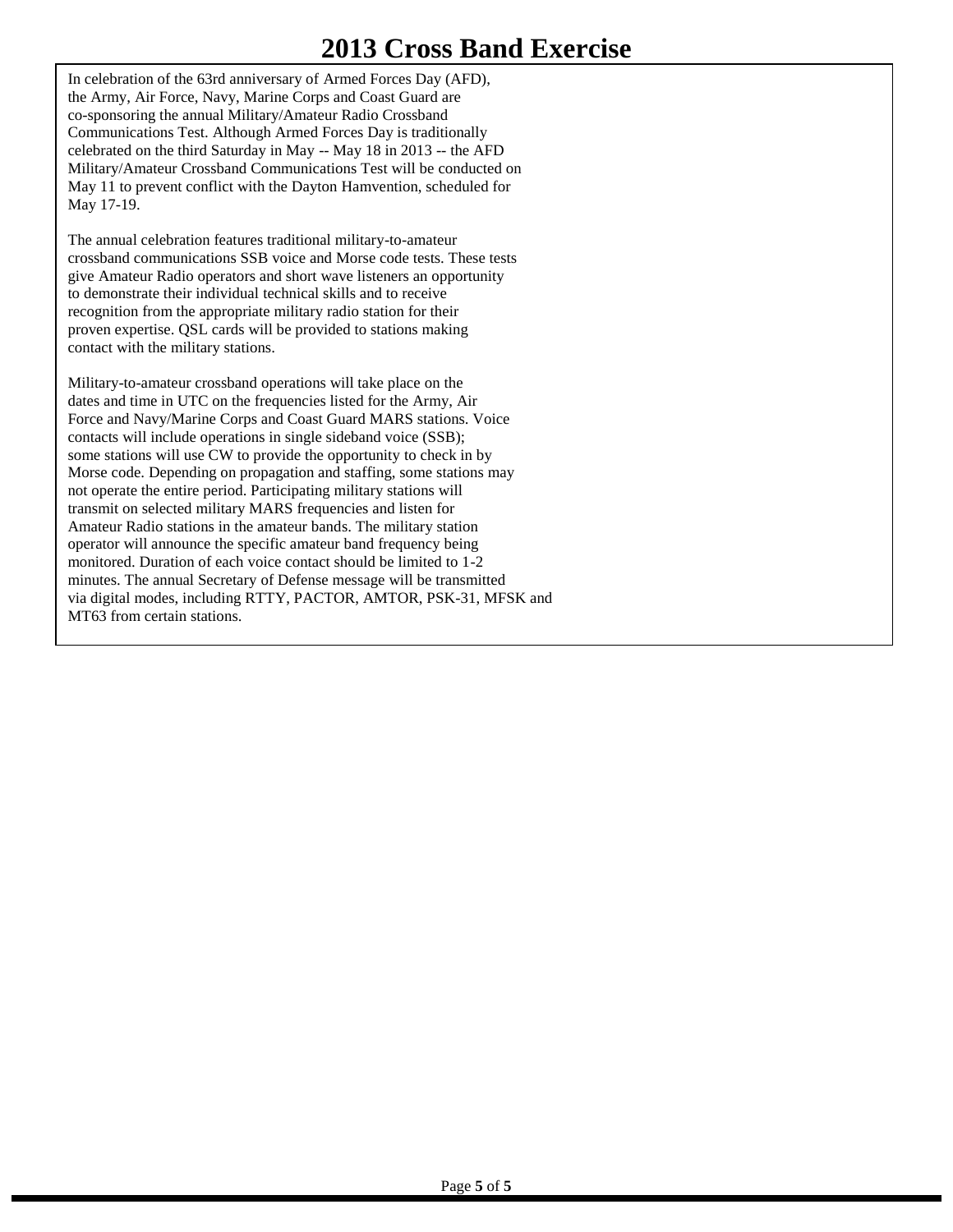# 2013 Cross Band Exercise

In celebration of the 63rd anniversary of Armed Forces Day (AFD), the Army, Air Force, Navy, Marine Corps and Coast Guard are co-sponsoring the annual Military/Amateur Radio Crossband Communications Test. Although Armed Forces Day is traditionally celebrated on the third Saturday in May -- May 18 in 2013 -- the AFD Military/Amateur Crossband Communications Test will be conducted on May 11 to prevent conflict with the Dayton Hamvention, scheduled for May 17-19.

The annual celebration features traditional military-to-amateur crossband communications SSB voice and Morse code tests. These tests give Amateur Radio operators and short wave listeners an opportunity to demonstrate their individual technical skills and to receive recognition from the appropriate military radio station for their proven expertise. QSL cards will be provided to stations making contact with the military stations.

Military-to-amateur crossband operations will take place on the dates and time in UTC on the frequencies listed for the Army, Air Force and Navy/Marine Corps and Coast Guard MARS stations. Voice contacts will include operations in single sideband voice (SSB); some stations will use CW to provide the opportunity to check in by Morse code. Depending on propagation and staffing, some stations may not operate the entire period. Participating military stations will transmit on selected military MARS frequencies and listen for Amateur Radio stations in the amateur bands. The military station operator will announce the specific amateur band frequency being monitored. Duration of each voice contact should be limited to 1-2 minutes. The annual Secretary of Defense message will be transmitted via digital modes, including RTTY, PACTOR, AMTOR, PSK-31, MFSK and MT63 from certain stations.